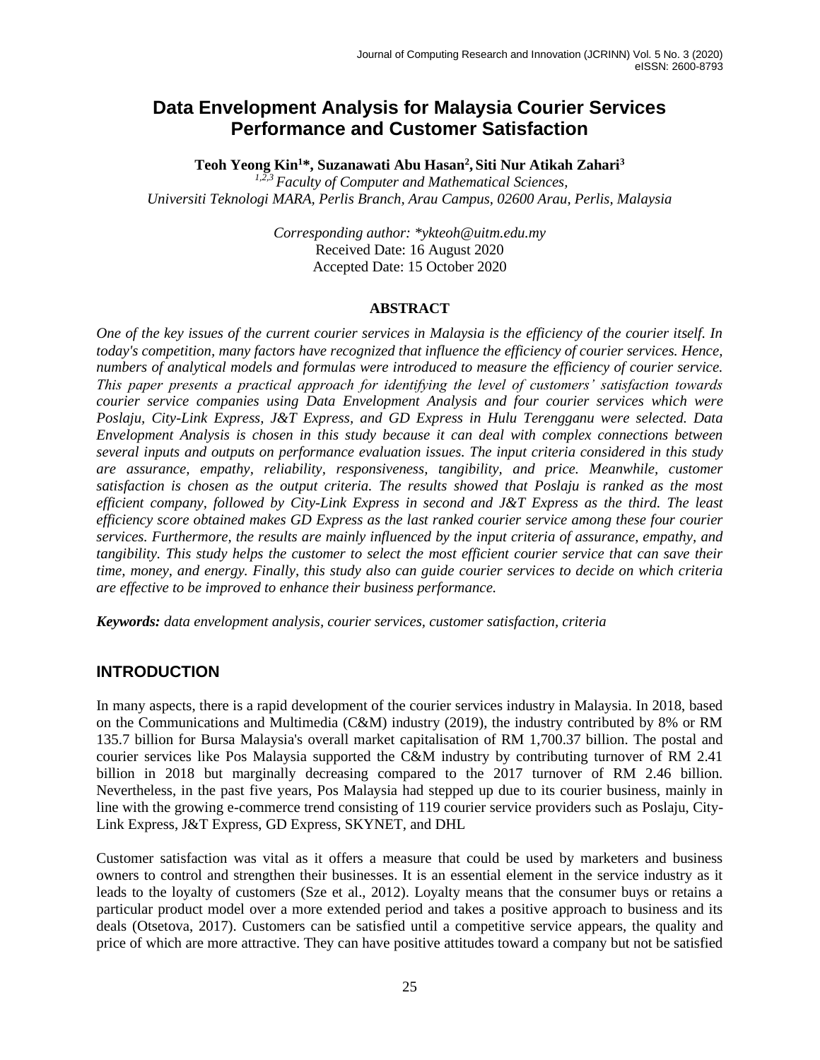# Data Envelopment Analysis for Malaysia Courier Services Performance and Customer Satisfaction

**Teoh Yeong Kin[1]*, Suzanawati Abu Hasan[2], Siti Nur Atikah Zahari[3]**

*[1,2,3] Faculty of Computer and Mathematical Sciences, Universiti Teknologi MARA, Perlis Branch, Arau Campus, 02600 Arau, Perlis, Malaysia*

*Corresponding author: *ykteoh@uitm.edu.my*
Received Date: 16 August 2020
Accepted Date: 15 October 2020

## ABSTRACT

*One of the key issues of the current courier services in Malaysia is the efficiency of the courier itself. In today's competition, many factors have recognized that influence the efficiency of courier services. Hence, numbers of analytical models and formulas were introduced to measure the efficiency of courier service. This paper presents a practical approach for identifying the level of customers' satisfaction towards courier service companies using Data Envelopment Analysis and four courier services which were Poslaju, City-Link Express, J&T Express, and GD Express in Hulu Terengganu were selected. Data Envelopment Analysis is chosen in this study because it can deal with complex connections between several inputs and outputs on performance evaluation issues. The input criteria considered in this study are assurance, empathy, reliability, responsiveness, tangibility, and price. Meanwhile, customer satisfaction is chosen as the output criteria. The results showed that Poslaju is ranked as the most efficient company, followed by City-Link Express in second and J&T Express as the third. The least efficiency score obtained makes GD Express as the last ranked courier service among these four courier services. Furthermore, the results are mainly influenced by the input criteria of assurance, empathy, and tangibility. This study helps the customer to select the most efficient courier service that can save their time, money, and energy. Finally, this study also can guide courier services to decide on which criteria are effective to be improved to enhance their business performance.*

***Keywords:** data envelopment analysis, courier services, customer satisfaction, criteria*

## INTRODUCTION

In many aspects, there is a rapid development of the courier services industry in Malaysia. In 2018, based on the Communications and Multimedia (C&M) industry (2019), the industry contributed by 8% or RM 135.7 billion for Bursa Malaysia's overall market capitalisation of RM 1,700.37 billion. The postal and courier services like Pos Malaysia supported the C&M industry by contributing turnover of RM 2.41 billion in 2018 but marginally decreasing compared to the 2017 turnover of RM 2.46 billion. Nevertheless, in the past five years, Pos Malaysia had stepped up due to its courier business, mainly in line with the growing e-commerce trend consisting of 119 courier service providers such as Poslaju, City-Link Express, J&T Express, GD Express, SKYNET, and DHL

Customer satisfaction was vital as it offers a measure that could be used by marketers and business owners to control and strengthen their businesses. It is an essential element in the service industry as it leads to the loyalty of customers (Sze et al., 2012). Loyalty means that the consumer buys or retains a particular product model over a more extended period and takes a positive approach to business and its deals (Otsetova, 2017). Customers can be satisfied until a competitive service appears, the quality and price of which are more attractive. They can have positive attitudes toward a company but not be satisfied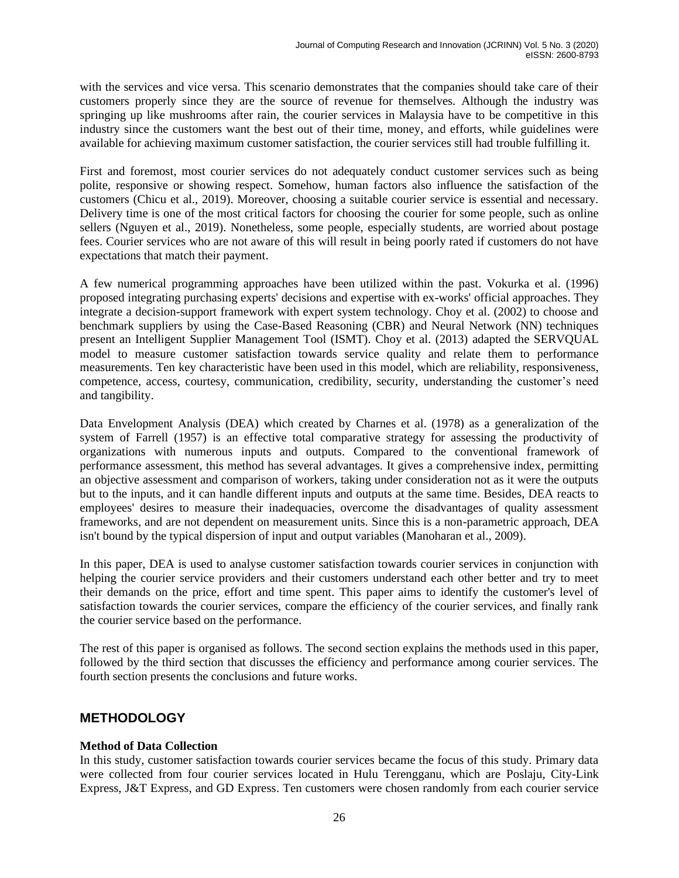with the services and vice versa. This scenario demonstrates that the companies should take care of their customers properly since they are the source of revenue for themselves. Although the industry was springing up like mushrooms after rain, the courier services in Malaysia have to be competitive in this industry since the customers want the best out of their time, money, and efforts, while guidelines were available for achieving maximum customer satisfaction, the courier services still had trouble fulfilling it.

First and foremost, most courier services do not adequately conduct customer services such as being polite, responsive or showing respect. Somehow, human factors also influence the satisfaction of the customers (Chicu et al., 2019). Moreover, choosing a suitable courier service is essential and necessary. Delivery time is one of the most critical factors for choosing the courier for some people, such as online sellers (Nguyen et al., 2019). Nonetheless, some people, especially students, are worried about postage fees. Courier services who are not aware of this will result in being poorly rated if customers do not have expectations that match their payment.

A few numerical programming approaches have been utilized within the past. Vokurka et al. (1996) proposed integrating purchasing experts' decisions and expertise with ex-works' official approaches. They integrate a decision-support framework with expert system technology. Choy et al. (2002) to choose and benchmark suppliers by using the Case-Based Reasoning (CBR) and Neural Network (NN) techniques present an Intelligent Supplier Management Tool (ISMT). Choy et al. (2013) adapted the SERVQUAL model to measure customer satisfaction towards service quality and relate them to performance measurements. Ten key characteristic have been used in this model, which are reliability, responsiveness, competence, access, courtesy, communication, credibility, security, understanding the customer's need and tangibility.

Data Envelopment Analysis (DEA) which created by Charnes et al. (1978) as a generalization of the system of Farrell (1957) is an effective total comparative strategy for assessing the productivity of organizations with numerous inputs and outputs. Compared to the conventional framework of performance assessment, this method has several advantages. It gives a comprehensive index, permitting an objective assessment and comparison of workers, taking under consideration not as it were the outputs but to the inputs, and it can handle different inputs and outputs at the same time. Besides, DEA reacts to employees' desires to measure their inadequacies, overcome the disadvantages of quality assessment frameworks, and are not dependent on measurement units. Since this is a non-parametric approach, DEA isn't bound by the typical dispersion of input and output variables (Manoharan et al., 2009).

In this paper, DEA is used to analyse customer satisfaction towards courier services in conjunction with helping the courier service providers and their customers understand each other better and try to meet their demands on the price, effort and time spent. This paper aims to identify the customer's level of satisfaction towards the courier services, compare the efficiency of the courier services, and finally rank the courier service based on the performance.

The rest of this paper is organised as follows. The second section explains the methods used in this paper, followed by the third section that discusses the efficiency and performance among courier services. The fourth section presents the conclusions and future works.

## METHODOLOGY

### Method of Data Collection

In this study, customer satisfaction towards courier services became the focus of this study. Primary data were collected from four courier services located in Hulu Terengganu, which are Poslaju, City-Link Express, J&T Express, and GD Express. Ten customers were chosen randomly from each courier service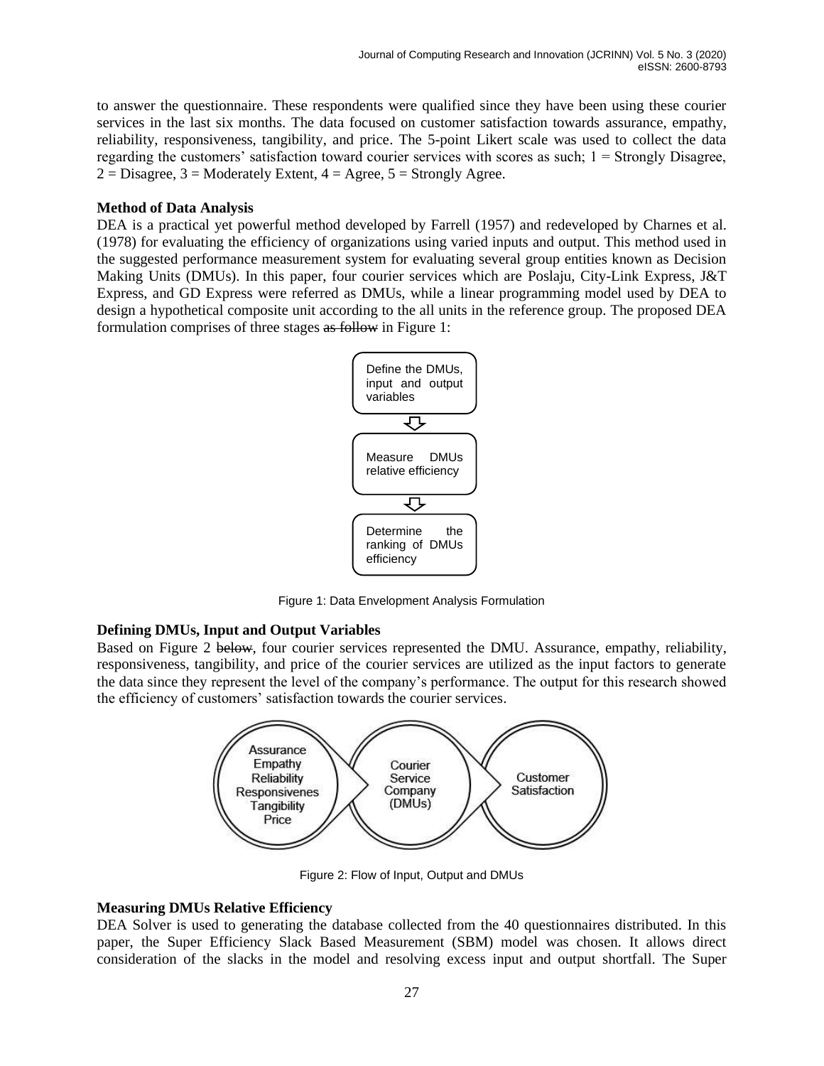to answer the questionnaire. These respondents were qualified since they have been using these courier services in the last six months. The data focused on customer satisfaction towards assurance, empathy, reliability, responsiveness, tangibility, and price. The 5-point Likert scale was used to collect the data regarding the customers' satisfaction toward courier services with scores as such; 1 = Strongly Disagree, 2 = Disagree, 3 = Moderately Extent, 4 = Agree, 5 = Strongly Agree.

**Method of Data Analysis**

DEA is a practical yet powerful method developed by Farrell (1957) and redeveloped by Charnes et al. (1978) for evaluating the efficiency of organizations using varied inputs and output. This method used in the suggested performance measurement system for evaluating several group entities known as Decision Making Units (DMUs). In this paper, four courier services which are Poslaju, City-Link Express, J&T Express, and GD Express were referred as DMUs, while a linear programming model used by DEA to design a hypothetical composite unit according to the all units in the reference group. The proposed DEA formulation comprises of three stages ~~as follow~~ in Figure 1:

Define the DMUs, input and output variables

⇩

Measure DMUs relative efficiency

⇩

Determine the ranking of DMUs efficiency

Figure 1: Data Envelopment Analysis Formulation

**Defining DMUs, Input and Output Variables**

Based on Figure 2 ~~below~~, four courier services represented the DMU. Assurance, empathy, reliability, responsiveness, tangibility, and price of the courier services are utilized as the input factors to generate the data since they represent the level of the company's performance. The output for this research showed the efficiency of customers' satisfaction towards the courier services.

Assurance, Empathy, Reliability, Responsivenes, Tangibility, Price → Courier Service Company (DMUs) → Customer Satisfaction

Figure 2: Flow of Input, Output and DMUs

**Measuring DMUs Relative Efficiency**

DEA Solver is used to generating the database collected from the 40 questionnaires distributed. In this paper, the Super Efficiency Slack Based Measurement (SBM) model was chosen. It allows direct consideration of the slacks in the model and resolving excess input and output shortfall. The Super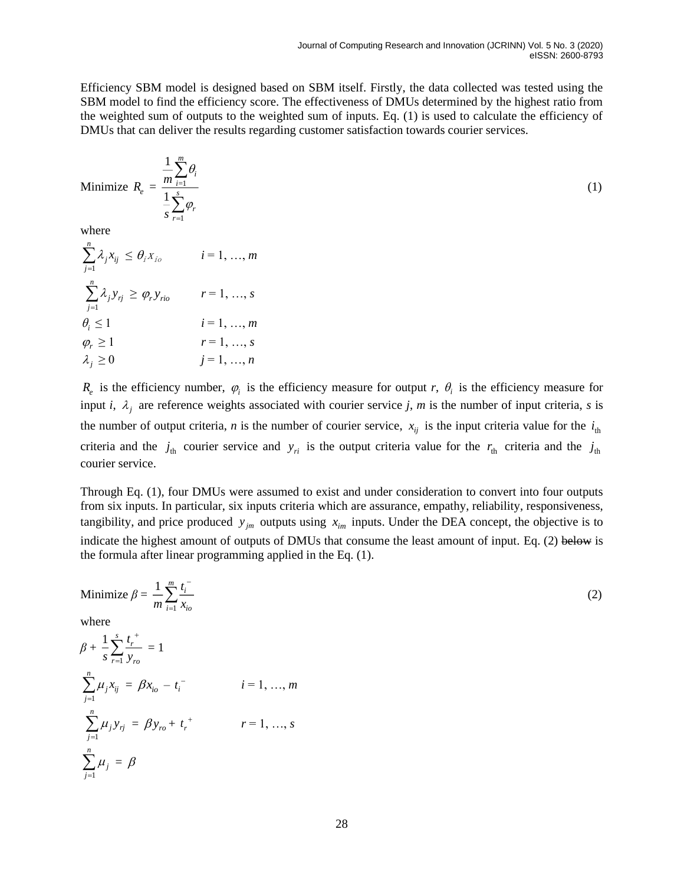Efficiency SBM model is designed based on SBM itself. Firstly, the data collected was tested using the SBM model to find the efficiency score. The effectiveness of DMUs determined by the highest ratio from the weighted sum of outputs to the weighted sum of inputs. Eq. (1) is used to calculate the efficiency of DMUs that can deliver the results regarding customer satisfaction towards courier services.

$$\text{Minimize } R_e = \frac{\frac{1}{m}\sum_{i=1}^{m}\theta_i}{\frac{1}{s}\sum_{r=1}^{s}\varphi_r} \tag{1}$$

where

$$\sum_{j=1}^{n}\lambda_j x_{ij} \leq \theta_i x_{io} \qquad i = 1, \ldots, m$$

$$\sum_{j=1}^{n}\lambda_j y_{rj} \geq \varphi_r y_{rio} \qquad r = 1, \ldots, s$$

$$\theta_i \leq 1 \qquad i = 1, \ldots, m$$

$$\varphi_r \geq 1 \qquad r = 1, \ldots, s$$

$$\lambda_j \geq 0 \qquad j = 1, \ldots, n$$

$R_e$ is the efficiency number, $\varphi_i$ is the efficiency measure for output *r*, $\theta_i$ is the efficiency measure for input *i*, $\lambda_j$ are reference weights associated with courier service *j*, *m* is the number of input criteria, *s* is the number of output criteria, *n* is the number of courier service, $x_{ij}$ is the input criteria value for the $i_{\text{th}}$ criteria and the $j_{\text{th}}$ courier service and $y_{ri}$ is the output criteria value for the $r_{\text{th}}$ criteria and the $j_{\text{th}}$ courier service.

Through Eq. (1), four DMUs were assumed to exist and under consideration to convert into four outputs from six inputs. In particular, six inputs criteria which are assurance, empathy, reliability, responsiveness, tangibility, and price produced $y_{jm}$ outputs using $x_{im}$ inputs. Under the DEA concept, the objective is to indicate the highest amount of outputs of DMUs that consume the least amount of input. Eq. (2) ~~below~~ is the formula after linear programming applied in the Eq. (1).

$$\text{Minimize } \beta = \frac{1}{m}\sum_{i=1}^{m}\frac{t_i^-}{x_{io}} \tag{2}$$

where

$$\beta + \frac{1}{s}\sum_{r=1}^{s}\frac{t_r^+}{y_{ro}} = 1$$

$$\sum_{j=1}^{n}\mu_j x_{ij} = \beta x_{io} - t_i^- \qquad i = 1, \ldots, m$$

$$\sum_{j=1}^{n}\mu_j y_{rj} = \beta y_{ro} + t_r^+ \qquad r = 1, \ldots, s$$

$$\sum_{j=1}^{n}\mu_j = \beta$$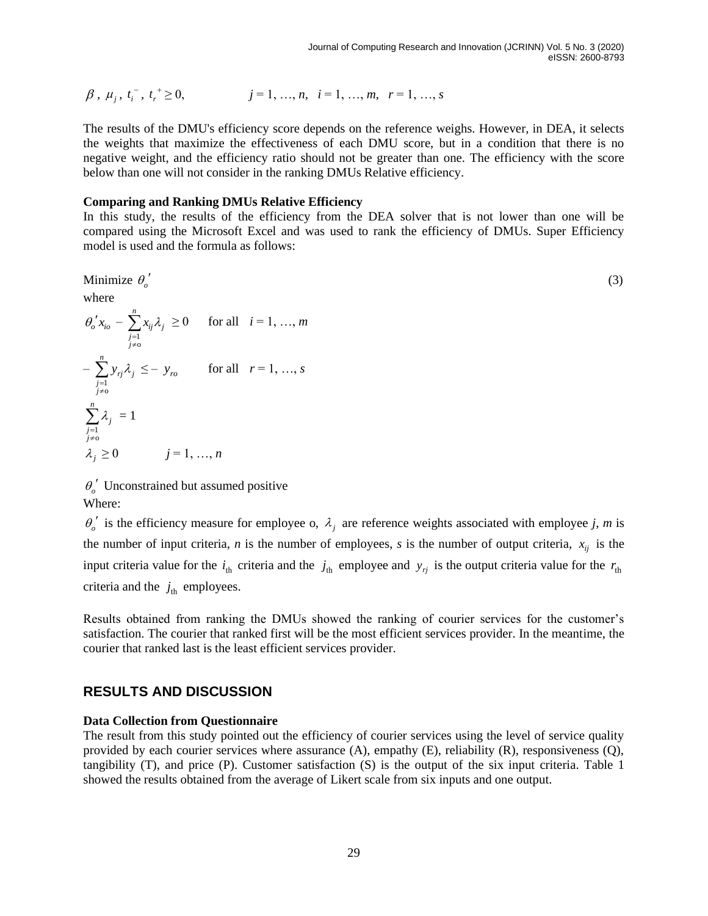$$\beta,\ \mu_j,\ t_i^-,\ t_r^+ \geq 0, \qquad j = 1, \ldots, n, \quad i = 1, \ldots, m, \quad r = 1, \ldots, s$$

The results of the DMU's efficiency score depends on the reference weighs. However, in DEA, it selects the weights that maximize the effectiveness of each DMU score, but in a condition that there is no negative weight, and the efficiency ratio should not be greater than one. The efficiency with the score below than one will not consider in the ranking DMUs Relative efficiency.

**Comparing and Ranking DMUs Relative Efficiency**

In this study, the results of the efficiency from the DEA solver that is not lower than one will be compared using the Microsoft Excel and was used to rank the efficiency of DMUs. Super Efficiency model is used and the formula as follows:

$$\text{Minimize } \theta_o' \tag{3}$$

where

$$\theta_o' x_{io} - \sum_{\substack{j=1 \\ j\neq o}}^{n} x_{ij}\lambda_j \geq 0 \qquad \text{for all} \quad i = 1, \ldots, m$$

$$-\sum_{\substack{j=1 \\ j\neq o}}^{n} y_{rj}\lambda_j \leq -\ y_{ro} \qquad \text{for all} \quad r = 1, \ldots, s$$

$$\sum_{\substack{j=1 \\ j\neq o}}^{n} \lambda_j = 1$$

$$\lambda_j \geq 0 \qquad j = 1, \ldots, n$$

$\theta_o'$ Unconstrained but assumed positive

Where:

$\theta_o'$ is the efficiency measure for employee o, $\lambda_j$ are reference weights associated with employee *j*, *m* is the number of input criteria, *n* is the number of employees, *s* is the number of output criteria, $x_{ij}$ is the input criteria value for the $i_{\text{th}}$ criteria and the $j_{\text{th}}$ employee and $y_{rj}$ is the output criteria value for the $r_{\text{th}}$ criteria and the $j_{\text{th}}$ employees.

Results obtained from ranking the DMUs showed the ranking of courier services for the customer's satisfaction. The courier that ranked first will be the most efficient services provider. In the meantime, the courier that ranked last is the least efficient services provider.

## RESULTS AND DISCUSSION

**Data Collection from Questionnaire**

The result from this study pointed out the efficiency of courier services using the level of service quality provided by each courier services where assurance (A), empathy (E), reliability (R), responsiveness (Q), tangibility (T), and price (P). Customer satisfaction (S) is the output of the six input criteria. Table 1 showed the results obtained from the average of Likert scale from six inputs and one output.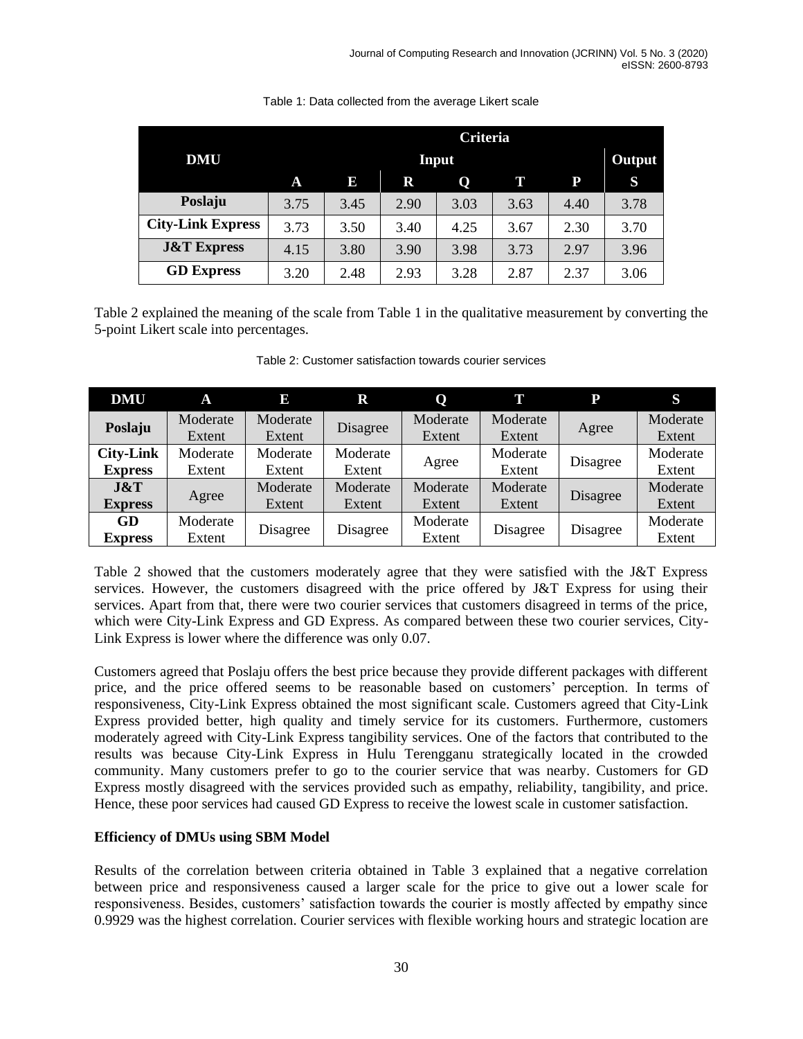Table 1: Data collected from the average Likert scale

| DMU | Criteria | | | | | | |
|---|---|---|---|---|---|---|---|
| | Input | | | | | | Output |
| | A | E | R | Q | T | P | S |
| **Poslaju** | 3.75 | 3.45 | 2.90 | 3.03 | 3.63 | 4.40 | 3.78 |
| **City-Link Express** | 3.73 | 3.50 | 3.40 | 4.25 | 3.67 | 2.30 | 3.70 |
| **J&T Express** | 4.15 | 3.80 | 3.90 | 3.98 | 3.73 | 2.97 | 3.96 |
| **GD Express** | 3.20 | 2.48 | 2.93 | 3.28 | 2.87 | 2.37 | 3.06 |

Table 2 explained the meaning of the scale from Table 1 in the qualitative measurement by converting the 5-point Likert scale into percentages.

Table 2: Customer satisfaction towards courier services

| DMU | A | E | R | Q | T | P | S |
|---|---|---|---|---|---|---|---|
| **Poslaju** | Moderate Extent | Moderate Extent | Disagree | Moderate Extent | Moderate Extent | Agree | Moderate Extent |
| **City-Link Express** | Moderate Extent | Moderate Extent | Moderate Extent | Agree | Moderate Extent | Disagree | Moderate Extent |
| **J&T Express** | Agree | Moderate Extent | Moderate Extent | Moderate Extent | Moderate Extent | Disagree | Moderate Extent |
| **GD Express** | Moderate Extent | Disagree | Disagree | Moderate Extent | Disagree | Disagree | Moderate Extent |

Table 2 showed that the customers moderately agree that they were satisfied with the J&T Express services. However, the customers disagreed with the price offered by J&T Express for using their services. Apart from that, there were two courier services that customers disagreed in terms of the price, which were City-Link Express and GD Express. As compared between these two courier services, City-Link Express is lower where the difference was only 0.07.

Customers agreed that Poslaju offers the best price because they provide different packages with different price, and the price offered seems to be reasonable based on customers' perception. In terms of responsiveness, City-Link Express obtained the most significant scale. Customers agreed that City-Link Express provided better, high quality and timely service for its customers. Furthermore, customers moderately agreed with City-Link Express tangibility services. One of the factors that contributed to the results was because City-Link Express in Hulu Terengganu strategically located in the crowded community. Many customers prefer to go to the courier service that was nearby. Customers for GD Express mostly disagreed with the services provided such as empathy, reliability, tangibility, and price. Hence, these poor services had caused GD Express to receive the lowest scale in customer satisfaction.

**Efficiency of DMUs using SBM Model**

Results of the correlation between criteria obtained in Table 3 explained that a negative correlation between price and responsiveness caused a larger scale for the price to give out a lower scale for responsiveness. Besides, customers' satisfaction towards the courier is mostly affected by empathy since 0.9929 was the highest correlation. Courier services with flexible working hours and strategic location are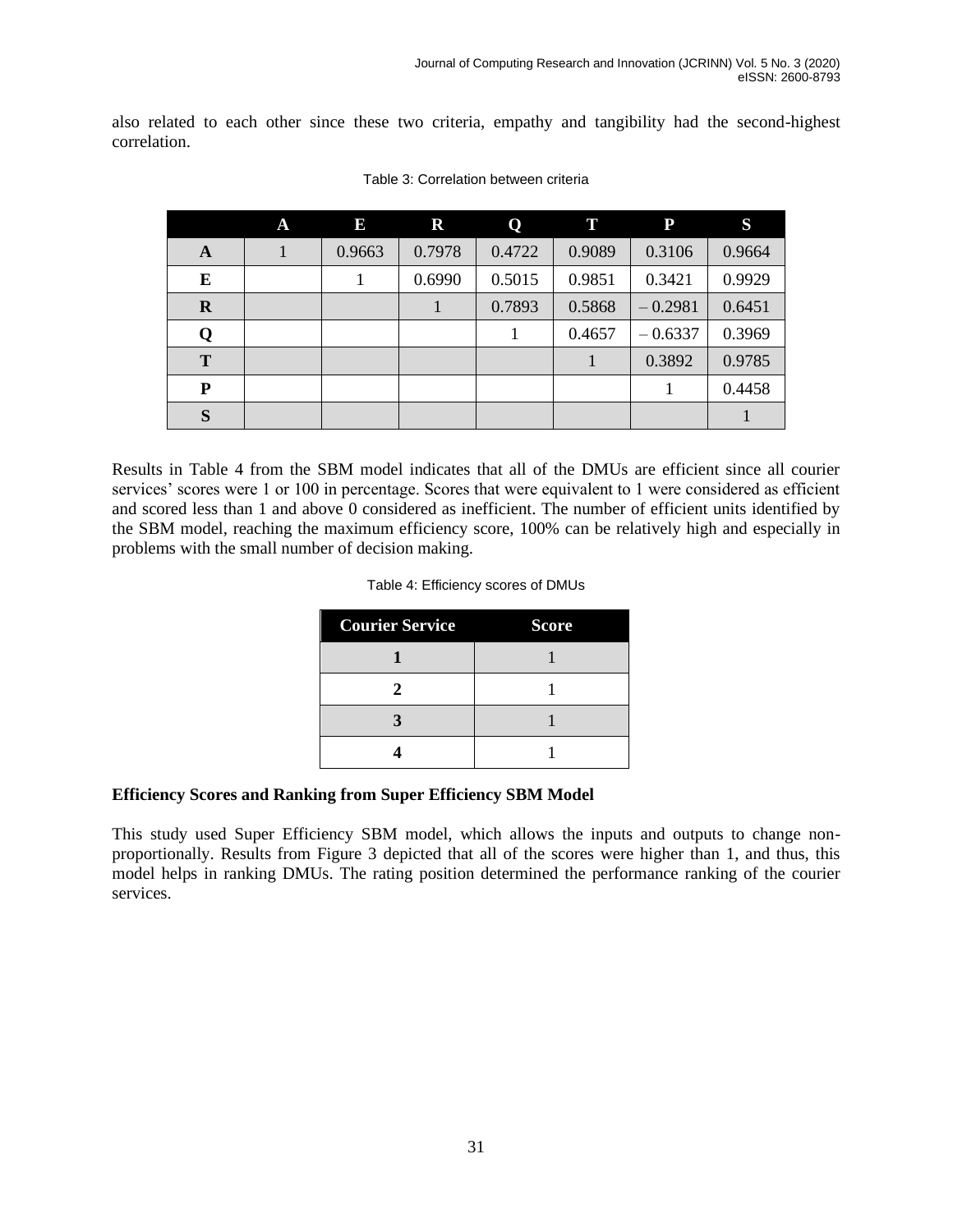also related to each other since these two criteria, empathy and tangibility had the second-highest correlation.

Table 3: Correlation between criteria

| | A | E | R | Q | T | P | S |
|---|---|---|---|---|---|---|---|
| **A** | 1 | 0.9663 | 0.7978 | 0.4722 | 0.9089 | 0.3106 | 0.9664 |
| **E** | | 1 | 0.6990 | 0.5015 | 0.9851 | 0.3421 | 0.9929 |
| **R** | | | 1 | 0.7893 | 0.5868 | – 0.2981 | 0.6451 |
| **Q** | | | | 1 | 0.4657 | – 0.6337 | 0.3969 |
| **T** | | | | | 1 | 0.3892 | 0.9785 |
| **P** | | | | | | 1 | 0.4458 |
| **S** | | | | | | | 1 |

Results in Table 4 from the SBM model indicates that all of the DMUs are efficient since all courier services' scores were 1 or 100 in percentage. Scores that were equivalent to 1 were considered as efficient and scored less than 1 and above 0 considered as inefficient. The number of efficient units identified by the SBM model, reaching the maximum efficiency score, 100% can be relatively high and especially in problems with the small number of decision making.

Table 4: Efficiency scores of DMUs

| Courier Service | Score |
|---|---|
| **1** | 1 |
| **2** | 1 |
| **3** | 1 |
| **4** | 1 |

**Efficiency Scores and Ranking from Super Efficiency SBM Model**

This study used Super Efficiency SBM model, which allows the inputs and outputs to change non-proportionally. Results from Figure 3 depicted that all of the scores were higher than 1, and thus, this model helps in ranking DMUs. The rating position determined the performance ranking of the courier services.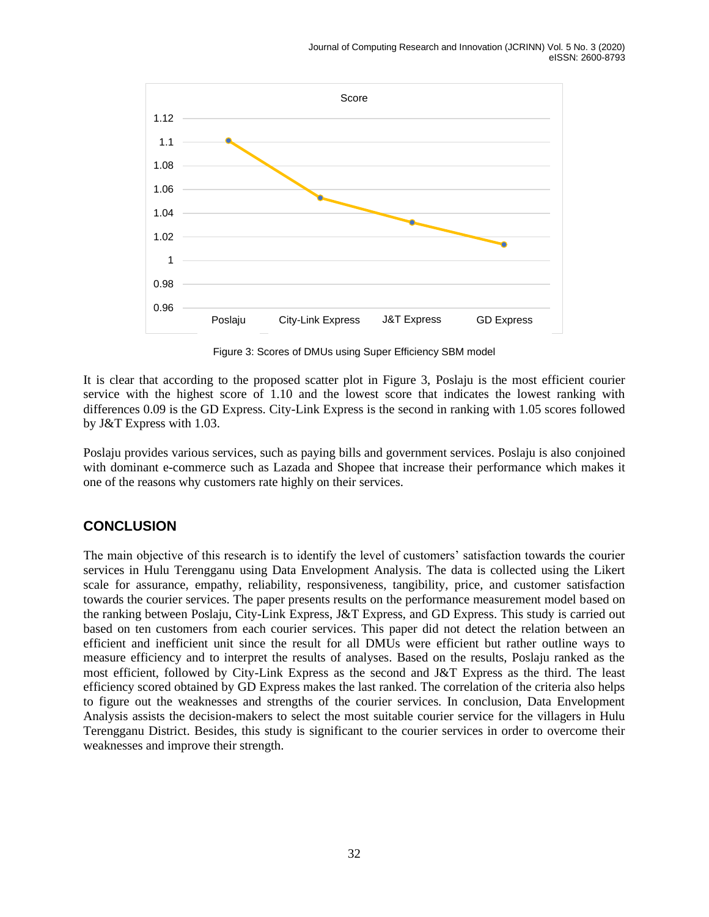Figure 3: Scores of DMUs using Super Efficiency SBM model

It is clear that according to the proposed scatter plot in Figure 3, Poslaju is the most efficient courier service with the highest score of 1.10 and the lowest score that indicates the lowest ranking with differences 0.09 is the GD Express. City-Link Express is the second in ranking with 1.05 scores followed by J&T Express with 1.03.

Poslaju provides various services, such as paying bills and government services. Poslaju is also conjoined with dominant e-commerce such as Lazada and Shopee that increase their performance which makes it one of the reasons why customers rate highly on their services.

## CONCLUSION

The main objective of this research is to identify the level of customers' satisfaction towards the courier services in Hulu Terengganu using Data Envelopment Analysis. The data is collected using the Likert scale for assurance, empathy, reliability, responsiveness, tangibility, price, and customer satisfaction towards the courier services. The paper presents results on the performance measurement model based on the ranking between Poslaju, City-Link Express, J&T Express, and GD Express. This study is carried out based on ten customers from each courier services. This paper did not detect the relation between an efficient and inefficient unit since the result for all DMUs were efficient but rather outline ways to measure efficiency and to interpret the results of analyses. Based on the results, Poslaju ranked as the most efficient, followed by City-Link Express as the second and J&T Express as the third. The least efficiency scored obtained by GD Express makes the last ranked. The correlation of the criteria also helps to figure out the weaknesses and strengths of the courier services. In conclusion, Data Envelopment Analysis assists the decision-makers to select the most suitable courier service for the villagers in Hulu Terengganu District. Besides, this study is significant to the courier services in order to overcome their weaknesses and improve their strength.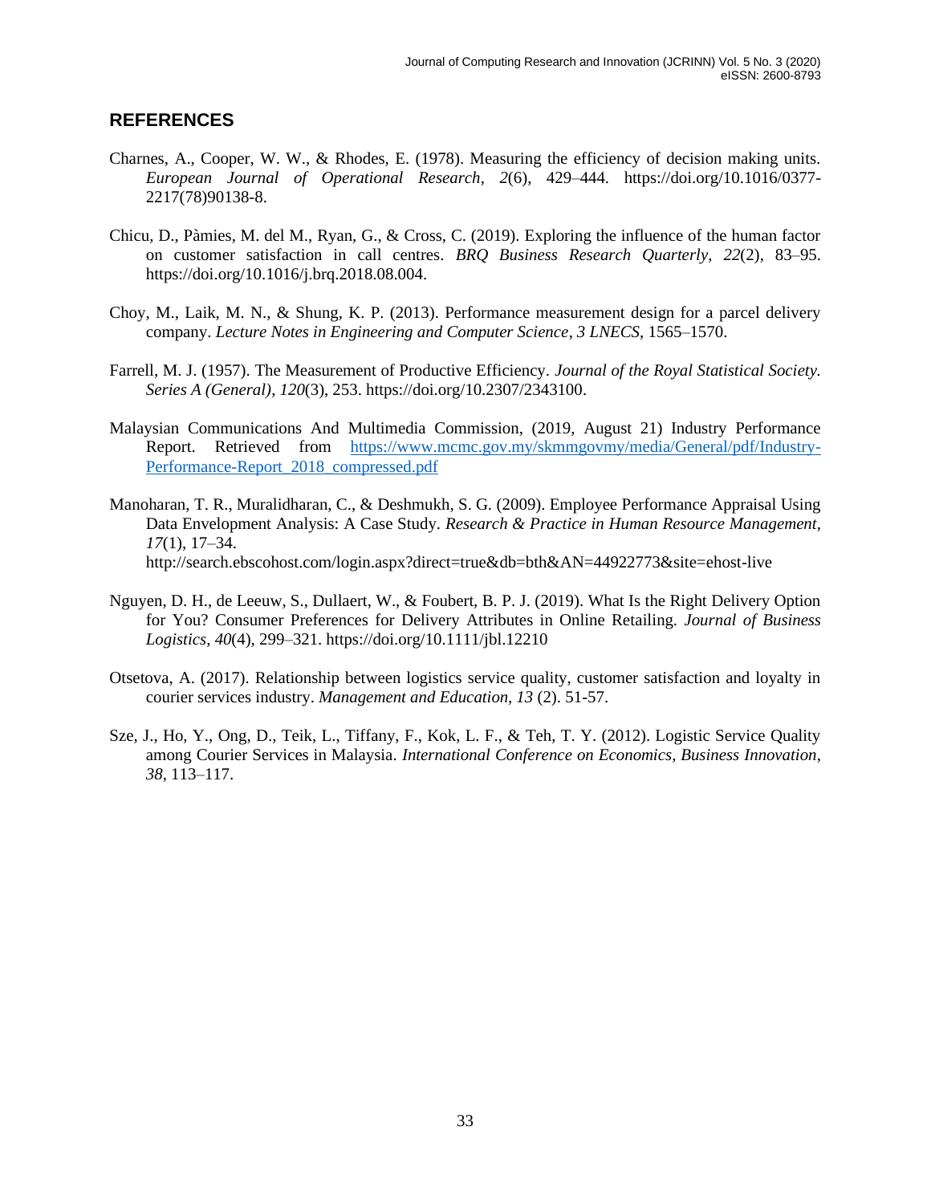## REFERENCES

Charnes, A., Cooper, W. W., & Rhodes, E. (1978). Measuring the efficiency of decision making units. *European Journal of Operational Research*, *2*(6), 429–444. https://doi.org/10.1016/0377-2217(78)90138-8.

Chicu, D., Pàmies, M. del M., Ryan, G., & Cross, C. (2019). Exploring the influence of the human factor on customer satisfaction in call centres. *BRQ Business Research Quarterly*, *22*(2), 83–95. https://doi.org/10.1016/j.brq.2018.08.004.

Choy, M., Laik, M. N., & Shung, K. P. (2013). Performance measurement design for a parcel delivery company. *Lecture Notes in Engineering and Computer Science*, *3 LNECS*, 1565–1570.

Farrell, M. J. (1957). The Measurement of Productive Efficiency. *Journal of the Royal Statistical Society. Series A (General)*, *120*(3), 253. https://doi.org/10.2307/2343100.

Malaysian Communications And Multimedia Commission, (2019, August 21) Industry Performance Report. Retrieved from https://www.mcmc.gov.my/skmmgovmy/media/General/pdf/Industry-Performance-Report_2018_compressed.pdf

Manoharan, T. R., Muralidharan, C., & Deshmukh, S. G. (2009). Employee Performance Appraisal Using Data Envelopment Analysis: A Case Study. *Research & Practice in Human Resource Management*, *17*(1), 17–34. http://search.ebscohost.com/login.aspx?direct=true&db=bth&AN=44922773&site=ehost-live

Nguyen, D. H., de Leeuw, S., Dullaert, W., & Foubert, B. P. J. (2019). What Is the Right Delivery Option for You? Consumer Preferences for Delivery Attributes in Online Retailing. *Journal of Business Logistics*, *40*(4), 299–321. https://doi.org/10.1111/jbl.12210

Otsetova, A. (2017). Relationship between logistics service quality, customer satisfaction and loyalty in courier services industry. *Management and Education, 13* (2). 51-57.

Sze, J., Ho, Y., Ong, D., Teik, L., Tiffany, F., Kok, L. F., & Teh, T. Y. (2012). Logistic Service Quality among Courier Services in Malaysia. *International Conference on Economics, Business Innovation*, *38*, 113–117.